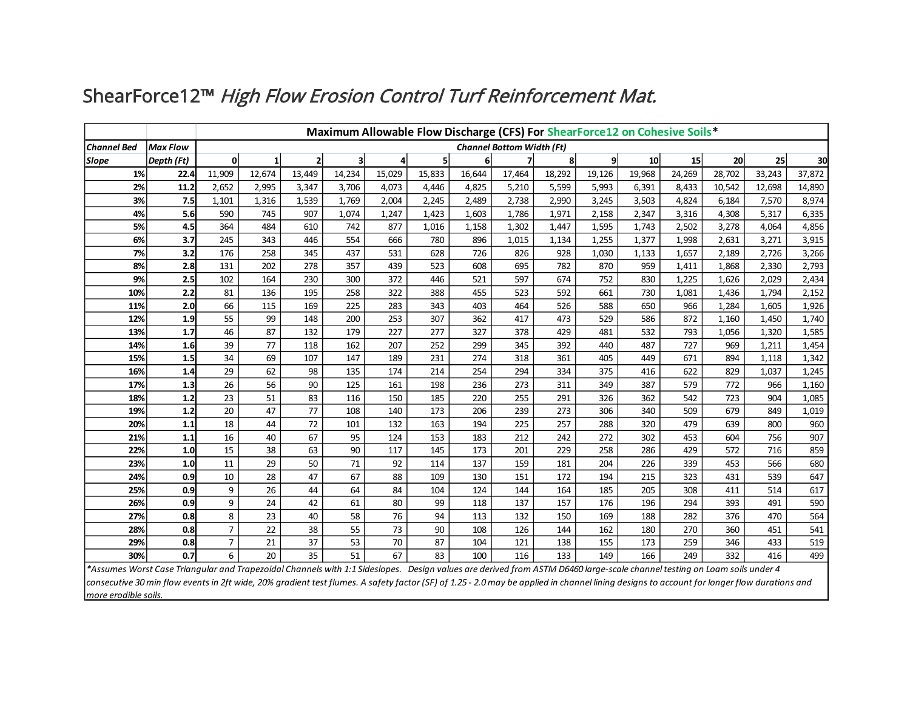# ShearForce12™ *High Flow Erosion Control Turf Reinforcement Mat.*

| | | **Maximum Allowable Flow Discharge (CFS) For ShearForce12 on Cohesive Soils*** | | | | | | | | | | | | | | |
|---|---|---|---|---|---|---|---|---|---|---|---|---|---|---|---|---|
| ***Channel Bed*** | ***Max Flow*** | ***Channel Bottom Width (Ft)*** | | | | | | | | | | | | | | |
| ***Slope*** | ***Depth (Ft)*** | **0** | **1** | **2** | **3** | **4** | **5** | **6** | **7** | **8** | **9** | **10** | **15** | **20** | **25** | **30** |
| **1%** | **22.4** | 11,909 | 12,674 | 13,449 | 14,234 | 15,029 | 15,833 | 16,644 | 17,464 | 18,292 | 19,126 | 19,968 | 24,269 | 28,702 | 33,243 | 37,872 |
| **2%** | **11.2** | 2,652 | 2,995 | 3,347 | 3,706 | 4,073 | 4,446 | 4,825 | 5,210 | 5,599 | 5,993 | 6,391 | 8,433 | 10,542 | 12,698 | 14,890 |
| **3%** | **7.5** | 1,101 | 1,316 | 1,539 | 1,769 | 2,004 | 2,245 | 2,489 | 2,738 | 2,990 | 3,245 | 3,503 | 4,824 | 6,184 | 7,570 | 8,974 |
| **4%** | **5.6** | 590 | 745 | 907 | 1,074 | 1,247 | 1,423 | 1,603 | 1,786 | 1,971 | 2,158 | 2,347 | 3,316 | 4,308 | 5,317 | 6,335 |
| **5%** | **4.5** | 364 | 484 | 610 | 742 | 877 | 1,016 | 1,158 | 1,302 | 1,447 | 1,595 | 1,743 | 2,502 | 3,278 | 4,064 | 4,856 |
| **6%** | **3.7** | 245 | 343 | 446 | 554 | 666 | 780 | 896 | 1,015 | 1,134 | 1,255 | 1,377 | 1,998 | 2,631 | 3,271 | 3,915 |
| **7%** | **3.2** | 176 | 258 | 345 | 437 | 531 | 628 | 726 | 826 | 928 | 1,030 | 1,133 | 1,657 | 2,189 | 2,726 | 3,266 |
| **8%** | **2.8** | 131 | 202 | 278 | 357 | 439 | 523 | 608 | 695 | 782 | 870 | 959 | 1,411 | 1,868 | 2,330 | 2,793 |
| **9%** | **2.5** | 102 | 164 | 230 | 300 | 372 | 446 | 521 | 597 | 674 | 752 | 830 | 1,225 | 1,626 | 2,029 | 2,434 |
| **10%** | **2.2** | 81 | 136 | 195 | 258 | 322 | 388 | 455 | 523 | 592 | 661 | 730 | 1,081 | 1,436 | 1,794 | 2,152 |
| **11%** | **2.0** | 66 | 115 | 169 | 225 | 283 | 343 | 403 | 464 | 526 | 588 | 650 | 966 | 1,284 | 1,605 | 1,926 |
| **12%** | **1.9** | 55 | 99 | 148 | 200 | 253 | 307 | 362 | 417 | 473 | 529 | 586 | 872 | 1,160 | 1,450 | 1,740 |
| **13%** | **1.7** | 46 | 87 | 132 | 179 | 227 | 277 | 327 | 378 | 429 | 481 | 532 | 793 | 1,056 | 1,320 | 1,585 |
| **14%** | **1.6** | 39 | 77 | 118 | 162 | 207 | 252 | 299 | 345 | 392 | 440 | 487 | 727 | 969 | 1,211 | 1,454 |
| **15%** | **1.5** | 34 | 69 | 107 | 147 | 189 | 231 | 274 | 318 | 361 | 405 | 449 | 671 | 894 | 1,118 | 1,342 |
| **16%** | **1.4** | 29 | 62 | 98 | 135 | 174 | 214 | 254 | 294 | 334 | 375 | 416 | 622 | 829 | 1,037 | 1,245 |
| **17%** | **1.3** | 26 | 56 | 90 | 125 | 161 | 198 | 236 | 273 | 311 | 349 | 387 | 579 | 772 | 966 | 1,160 |
| **18%** | **1.2** | 23 | 51 | 83 | 116 | 150 | 185 | 220 | 255 | 291 | 326 | 362 | 542 | 723 | 904 | 1,085 |
| **19%** | **1.2** | 20 | 47 | 77 | 108 | 140 | 173 | 206 | 239 | 273 | 306 | 340 | 509 | 679 | 849 | 1,019 |
| **20%** | **1.1** | 18 | 44 | 72 | 101 | 132 | 163 | 194 | 225 | 257 | 288 | 320 | 479 | 639 | 800 | 960 |
| **21%** | **1.1** | 16 | 40 | 67 | 95 | 124 | 153 | 183 | 212 | 242 | 272 | 302 | 453 | 604 | 756 | 907 |
| **22%** | **1.0** | 15 | 38 | 63 | 90 | 117 | 145 | 173 | 201 | 229 | 258 | 286 | 429 | 572 | 716 | 859 |
| **23%** | **1.0** | 11 | 29 | 50 | 71 | 92 | 114 | 137 | 159 | 181 | 204 | 226 | 339 | 453 | 566 | 680 |
| **24%** | **0.9** | 10 | 28 | 47 | 67 | 88 | 109 | 130 | 151 | 172 | 194 | 215 | 323 | 431 | 539 | 647 |
| **25%** | **0.9** | 9 | 26 | 44 | 64 | 84 | 104 | 124 | 144 | 164 | 185 | 205 | 308 | 411 | 514 | 617 |
| **26%** | **0.9** | 9 | 24 | 42 | 61 | 80 | 99 | 118 | 137 | 157 | 176 | 196 | 294 | 393 | 491 | 590 |
| **27%** | **0.8** | 8 | 23 | 40 | 58 | 76 | 94 | 113 | 132 | 150 | 169 | 188 | 282 | 376 | 470 | 564 |
| **28%** | **0.8** | 7 | 22 | 38 | 55 | 73 | 90 | 108 | 126 | 144 | 162 | 180 | 270 | 360 | 451 | 541 |
| **29%** | **0.8** | 7 | 21 | 37 | 53 | 70 | 87 | 104 | 121 | 138 | 155 | 173 | 259 | 346 | 433 | 519 |
| **30%** | **0.7** | 6 | 20 | 35 | 51 | 67 | 83 | 100 | 116 | 133 | 149 | 166 | 249 | 332 | 416 | 499 |

**Assumes Worst Case Triangular and Trapezoidal Channels with 1:1 Sideslopes. Design values are derived from ASTM D6460 large-scale channel testing on Loam soils under 4 consecutive 30 min flow events in 2ft wide, 20% gradient test flumes. A safety factor (SF) of 1.25 - 2.0 may be applied in channel lining designs to account for longer flow durations and more erodible soils.*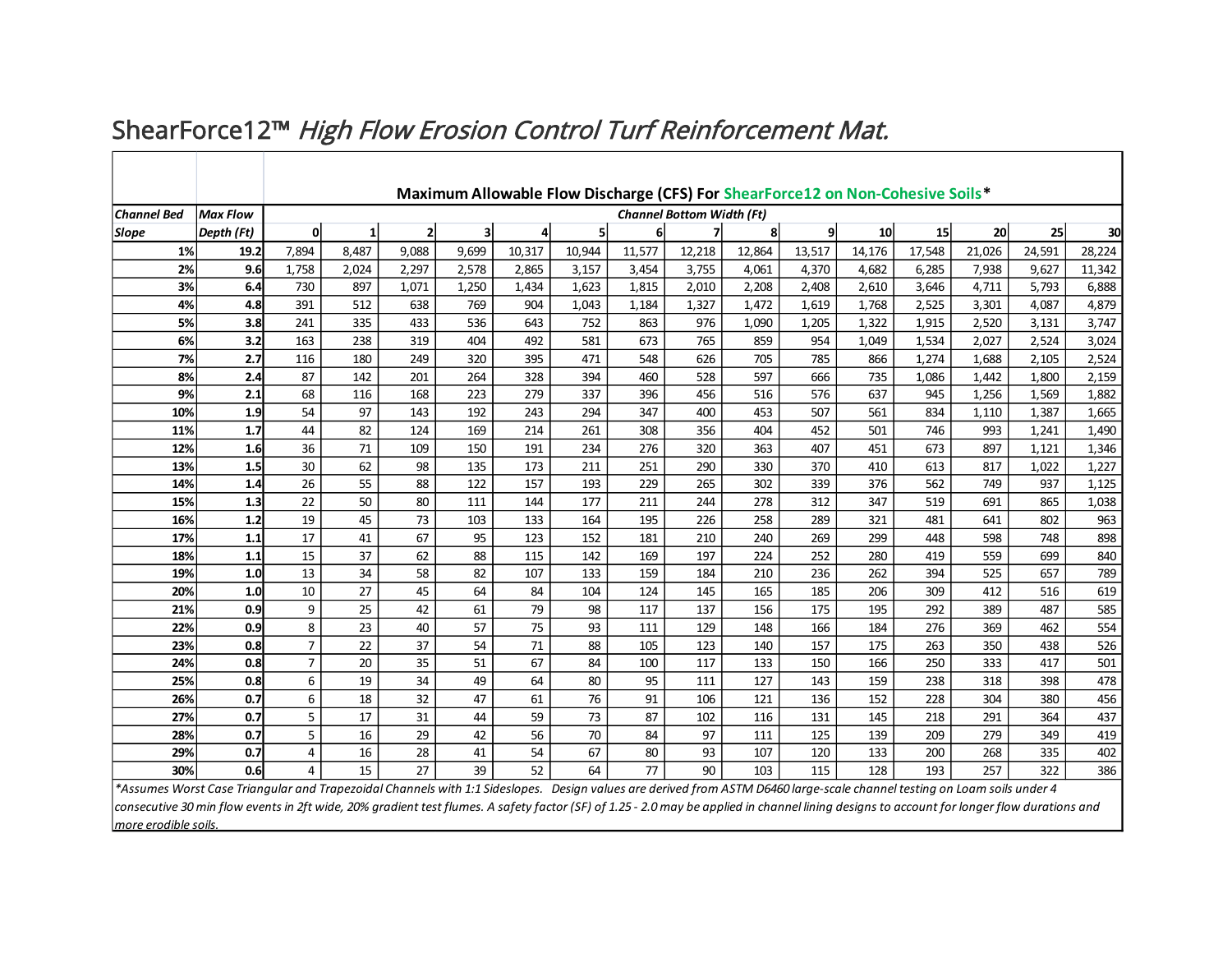# ShearForce12™ *High Flow Erosion Control Turf Reinforcement Mat.*

| | | Maximum Allowable Flow Discharge (CFS) For ShearForce12 on Non-Cohesive Soils* | | | | | | | | | | | | | | |
|---|---|---|---|---|---|---|---|---|---|---|---|---|---|---|---|---|
| ***Channel Bed*** | ***Max Flow*** | ***Channel Bottom Width (Ft)*** | | | | | | | | | | | | | | |
| ***Slope*** | ***Depth (Ft)*** | **0** | **1** | **2** | **3** | **4** | **5** | **6** | **7** | **8** | **9** | **10** | **15** | **20** | **25** | **30** |
| **1%** | **19.2** | 7,894 | 8,487 | 9,088 | 9,699 | 10,317 | 10,944 | 11,577 | 12,218 | 12,864 | 13,517 | 14,176 | 17,548 | 21,026 | 24,591 | 28,224 |
| **2%** | **9.6** | 1,758 | 2,024 | 2,297 | 2,578 | 2,865 | 3,157 | 3,454 | 3,755 | 4,061 | 4,370 | 4,682 | 6,285 | 7,938 | 9,627 | 11,342 |
| **3%** | **6.4** | 730 | 897 | 1,071 | 1,250 | 1,434 | 1,623 | 1,815 | 2,010 | 2,208 | 2,408 | 2,610 | 3,646 | 4,711 | 5,793 | 6,888 |
| **4%** | **4.8** | 391 | 512 | 638 | 769 | 904 | 1,043 | 1,184 | 1,327 | 1,472 | 1,619 | 1,768 | 2,525 | 3,301 | 4,087 | 4,879 |
| **5%** | **3.8** | 241 | 335 | 433 | 536 | 643 | 752 | 863 | 976 | 1,090 | 1,205 | 1,322 | 1,915 | 2,520 | 3,131 | 3,747 |
| **6%** | **3.2** | 163 | 238 | 319 | 404 | 492 | 581 | 673 | 765 | 859 | 954 | 1,049 | 1,534 | 2,027 | 2,524 | 3,024 |
| **7%** | **2.7** | 116 | 180 | 249 | 320 | 395 | 471 | 548 | 626 | 705 | 785 | 866 | 1,274 | 1,688 | 2,105 | 2,524 |
| **8%** | **2.4** | 87 | 142 | 201 | 264 | 328 | 394 | 460 | 528 | 597 | 666 | 735 | 1,086 | 1,442 | 1,800 | 2,159 |
| **9%** | **2.1** | 68 | 116 | 168 | 223 | 279 | 337 | 396 | 456 | 516 | 576 | 637 | 945 | 1,256 | 1,569 | 1,882 |
| **10%** | **1.9** | 54 | 97 | 143 | 192 | 243 | 294 | 347 | 400 | 453 | 507 | 561 | 834 | 1,110 | 1,387 | 1,665 |
| **11%** | **1.7** | 44 | 82 | 124 | 169 | 214 | 261 | 308 | 356 | 404 | 452 | 501 | 746 | 993 | 1,241 | 1,490 |
| **12%** | **1.6** | 36 | 71 | 109 | 150 | 191 | 234 | 276 | 320 | 363 | 407 | 451 | 673 | 897 | 1,121 | 1,346 |
| **13%** | **1.5** | 30 | 62 | 98 | 135 | 173 | 211 | 251 | 290 | 330 | 370 | 410 | 613 | 817 | 1,022 | 1,227 |
| **14%** | **1.4** | 26 | 55 | 88 | 122 | 157 | 193 | 229 | 265 | 302 | 339 | 376 | 562 | 749 | 937 | 1,125 |
| **15%** | **1.3** | 22 | 50 | 80 | 111 | 144 | 177 | 211 | 244 | 278 | 312 | 347 | 519 | 691 | 865 | 1,038 |
| **16%** | **1.2** | 19 | 45 | 73 | 103 | 133 | 164 | 195 | 226 | 258 | 289 | 321 | 481 | 641 | 802 | 963 |
| **17%** | **1.1** | 17 | 41 | 67 | 95 | 123 | 152 | 181 | 210 | 240 | 269 | 299 | 448 | 598 | 748 | 898 |
| **18%** | **1.1** | 15 | 37 | 62 | 88 | 115 | 142 | 169 | 197 | 224 | 252 | 280 | 419 | 559 | 699 | 840 |
| **19%** | **1.0** | 13 | 34 | 58 | 82 | 107 | 133 | 159 | 184 | 210 | 236 | 262 | 394 | 525 | 657 | 789 |
| **20%** | **1.0** | 10 | 27 | 45 | 64 | 84 | 104 | 124 | 145 | 165 | 185 | 206 | 309 | 412 | 516 | 619 |
| **21%** | **0.9** | 9 | 25 | 42 | 61 | 79 | 98 | 117 | 137 | 156 | 175 | 195 | 292 | 389 | 487 | 585 |
| **22%** | **0.9** | 8 | 23 | 40 | 57 | 75 | 93 | 111 | 129 | 148 | 166 | 184 | 276 | 369 | 462 | 554 |
| **23%** | **0.8** | 7 | 22 | 37 | 54 | 71 | 88 | 105 | 123 | 140 | 157 | 175 | 263 | 350 | 438 | 526 |
| **24%** | **0.8** | 7 | 20 | 35 | 51 | 67 | 84 | 100 | 117 | 133 | 150 | 166 | 250 | 333 | 417 | 501 |
| **25%** | **0.8** | 6 | 19 | 34 | 49 | 64 | 80 | 95 | 111 | 127 | 143 | 159 | 238 | 318 | 398 | 478 |
| **26%** | **0.7** | 6 | 18 | 32 | 47 | 61 | 76 | 91 | 106 | 121 | 136 | 152 | 228 | 304 | 380 | 456 |
| **27%** | **0.7** | 5 | 17 | 31 | 44 | 59 | 73 | 87 | 102 | 116 | 131 | 145 | 218 | 291 | 364 | 437 |
| **28%** | **0.7** | 5 | 16 | 29 | 42 | 56 | 70 | 84 | 97 | 111 | 125 | 139 | 209 | 279 | 349 | 419 |
| **29%** | **0.7** | 4 | 16 | 28 | 41 | 54 | 67 | 80 | 93 | 107 | 120 | 133 | 200 | 268 | 335 | 402 |
| **30%** | **0.6** | 4 | 15 | 27 | 39 | 52 | 64 | 77 | 90 | 103 | 115 | 128 | 193 | 257 | 322 | 386 |

**Maximum Allowable Flow Discharge (CFS) For ShearForce12 on Non-Cohesive Soils***

*\*Assumes Worst Case Triangular and Trapezoidal Channels with 1:1 Sideslopes. Design values are derived from ASTM D6460 large-scale channel testing on Loam soils under 4 consecutive 30 min flow events in 2ft wide, 20% gradient test flumes. A safety factor (SF) of 1.25 - 2.0 may be applied in channel lining designs to account for longer flow durations and more erodible soils.*